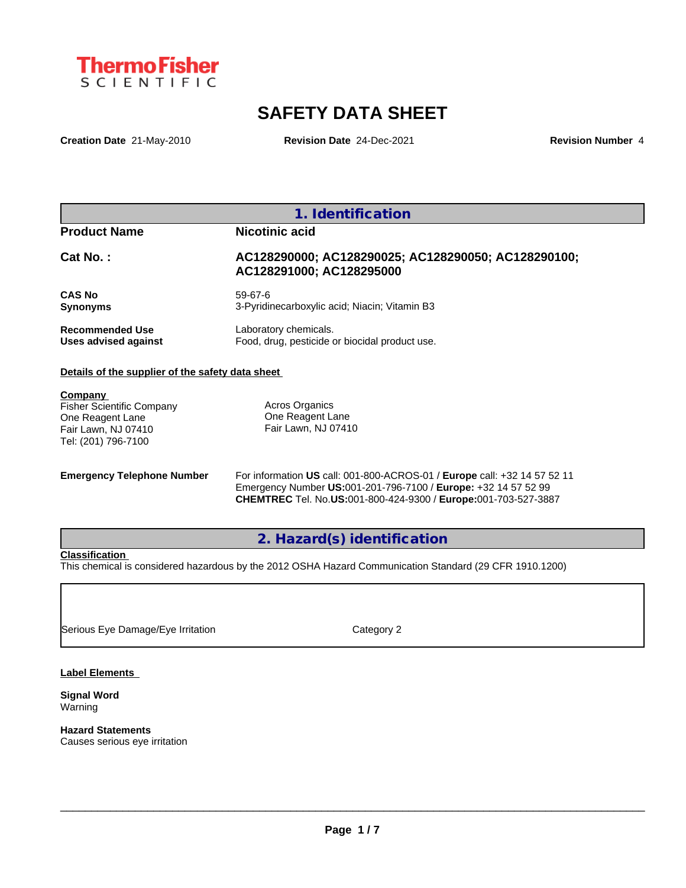ThermoFisher SCIENTIFIC

# SAFETY DATA SHEET

**Creation Date** 21-May-2010 **Revision Date** 24-Dec-2021 **Revision Number** 4

## 1. Identification

| | |
|---|---|
| **Product Name** | **Nicotinic acid** |
| **Cat No. :** | **AC128290000; AC128290025; AC128290050; AC128290100; AC128291000; AC128295000** |
| **CAS No** | 59-67-6 |
| **Synonyms** | 3-Pyridinecarboxylic acid; Niacin; Vitamin B3 |
| **Recommended Use** | Laboratory chemicals. |
| **Uses advised against** | Food, drug, pesticide or biocidal product use. |

**Details of the supplier of the safety data sheet**

**Company**
Fisher Scientific Company
One Reagent Lane
Fair Lawn, NJ 07410
Tel: (201) 796-7100

Acros Organics
One Reagent Lane
Fair Lawn, NJ 07410

**Emergency Telephone Number**
For information **US** call: 001-800-ACROS-01 / **Europe** call: +32 14 57 52 11
Emergency Number **US:**001-201-796-7100 / **Europe:** +32 14 57 52 99
**CHEMTREC** Tel. No.**US:**001-800-424-9300 / **Europe:**001-703-527-3887

## 2. Hazard(s) identification

**Classification**
This chemical is considered hazardous by the 2012 OSHA Hazard Communication Standard (29 CFR 1910.1200)

| | |
|---|---|
| Serious Eye Damage/Eye Irritation | Category 2 |

**Label Elements**

**Signal Word**
Warning

**Hazard Statements**
Causes serious eye irritation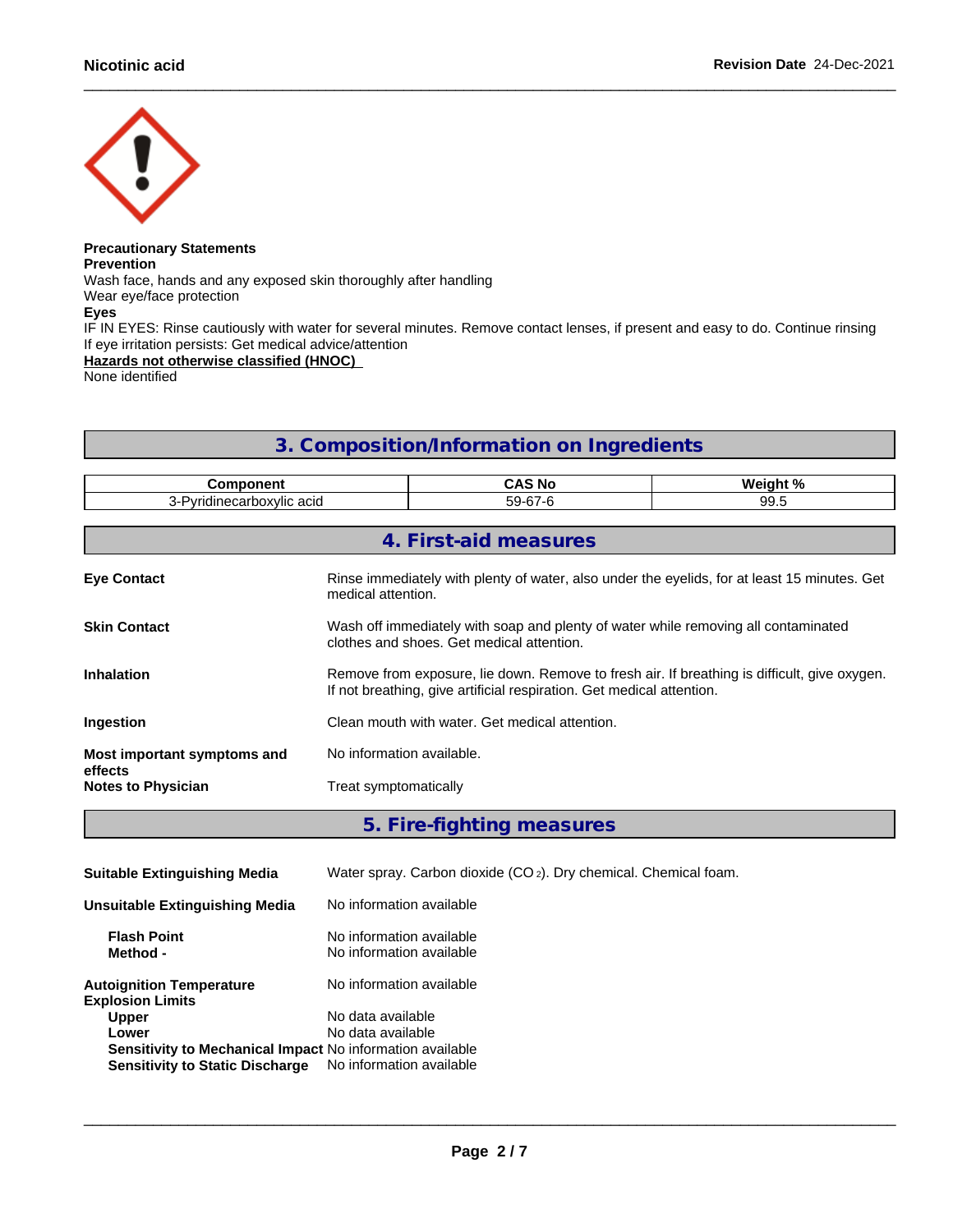**Precautionary Statements**
**Prevention**
Wash face, hands and any exposed skin thoroughly after handling
Wear eye/face protection
**Eyes**
IF IN EYES: Rinse cautiously with water for several minutes. Remove contact lenses, if present and easy to do. Continue rinsing
If eye irritation persists: Get medical advice/attention
**Hazards not otherwise classified (HNOC)**
None identified

## 3. Composition/Information on Ingredients

| Component | CAS No | Weight % |
|---|---|---|
| 3-Pyridinecarboxylic acid | 59-67-6 | 99.5 |

## 4. First-aid measures

**Eye Contact**
Rinse immediately with plenty of water, also under the eyelids, for at least 15 minutes. Get medical attention.

**Skin Contact**
Wash off immediately with soap and plenty of water while removing all contaminated clothes and shoes. Get medical attention.

**Inhalation**
Remove from exposure, lie down. Remove to fresh air. If breathing is difficult, give oxygen. If not breathing, give artificial respiration. Get medical attention.

**Ingestion**
Clean mouth with water. Get medical attention.

**Most important symptoms and effects**
No information available.

**Notes to Physician**
Treat symptomatically

## 5. Fire-fighting measures

**Suitable Extinguishing Media**
Water spray. Carbon dioxide ($CO_2$). Dry chemical. Chemical foam.

**Unsuitable Extinguishing Media**
No information available

**Flash Point**
No information available

**Method -**
No information available

**Autoignition Temperature**
No information available

**Explosion Limits**

**Upper**
No data available

**Lower**
No data available

**Sensitivity to Mechanical Impact**
No information available

**Sensitivity to Static Discharge**
No information available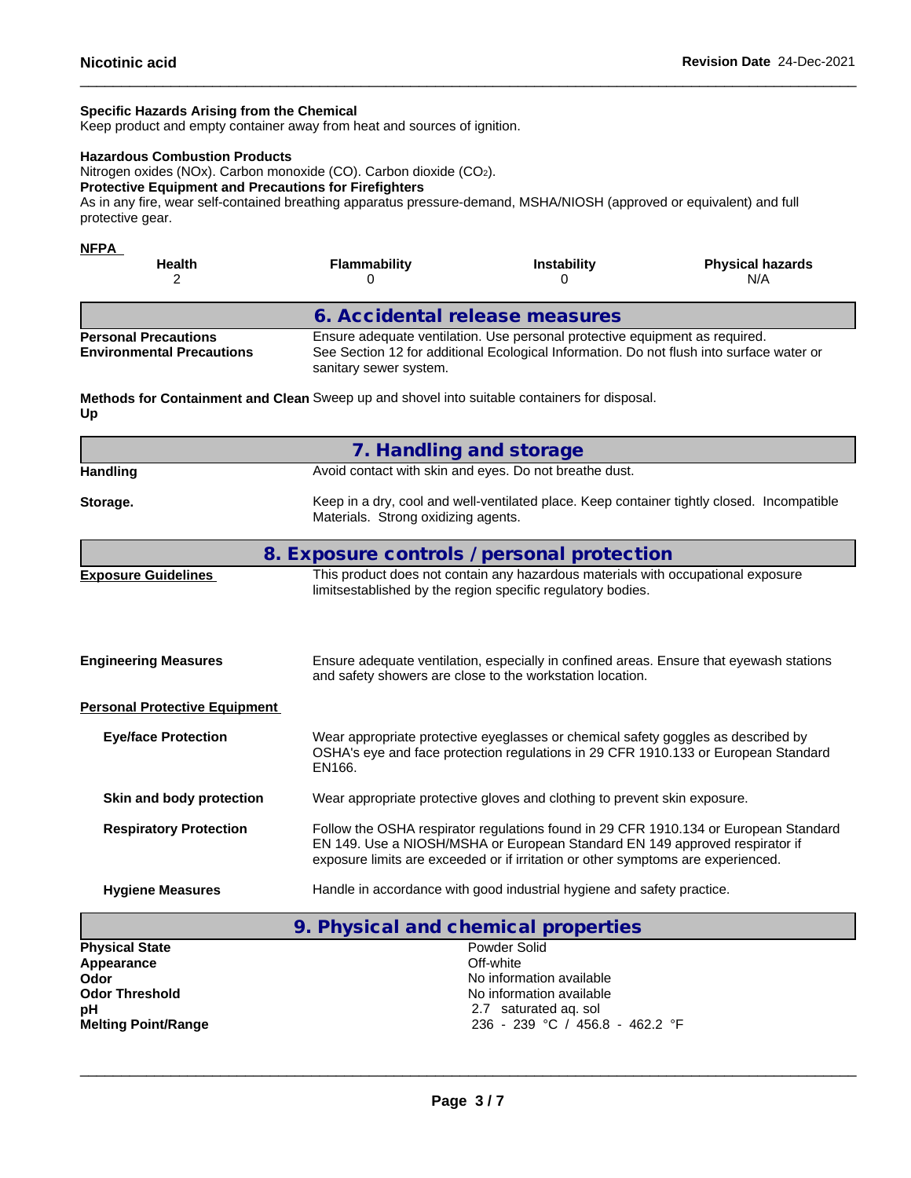**Specific Hazards Arising from the Chemical**
Keep product and empty container away from heat and sources of ignition.

**Hazardous Combustion Products**
Nitrogen oxides (NOx). Carbon monoxide (CO). Carbon dioxide ($CO_2$).

**Protective Equipment and Precautions for Firefighters**
As in any fire, wear self-contained breathing apparatus pressure-demand, MSHA/NIOSH (approved or equivalent) and full protective gear.

**NFPA**

| Health | Flammability | Instability | Physical hazards |
|---|---|---|---|
| 2 | 0 | 0 | N/A |

## 6. Accidental release measures

**Personal Precautions** Ensure adequate ventilation. Use personal protective equipment as required.

**Environmental Precautions** See Section 12 for additional Ecological Information. Do not flush into surface water or sanitary sewer system.

**Methods for Containment and Clean Up** Sweep up and shovel into suitable containers for disposal.

## 7. Handling and storage

**Handling** Avoid contact with skin and eyes. Do not breathe dust.

**Storage.** Keep in a dry, cool and well-ventilated place. Keep container tightly closed. Incompatible Materials. Strong oxidizing agents.

## 8. Exposure controls / personal protection

**Exposure Guidelines** This product does not contain any hazardous materials with occupational exposure limitsestablished by the region specific regulatory bodies.

**Engineering Measures** Ensure adequate ventilation, especially in confined areas. Ensure that eyewash stations and safety showers are close to the workstation location.

**Personal Protective Equipment**

**Eye/face Protection** Wear appropriate protective eyeglasses or chemical safety goggles as described by OSHA's eye and face protection regulations in 29 CFR 1910.133 or European Standard EN166.

**Skin and body protection** Wear appropriate protective gloves and clothing to prevent skin exposure.

**Respiratory Protection** Follow the OSHA respirator regulations found in 29 CFR 1910.134 or European Standard EN 149. Use a NIOSH/MSHA or European Standard EN 149 approved respirator if exposure limits are exceeded or if irritation or other symptoms are experienced.

**Hygiene Measures** Handle in accordance with good industrial hygiene and safety practice.

## 9. Physical and chemical properties

| | |
|---|---|
| **Physical State** | Powder Solid |
| **Appearance** | Off-white |
| **Odor** | No information available |
| **Odor Threshold** | No information available |
| **pH** | 2.7 saturated aq. sol |
| **Melting Point/Range** | 236 - 239 °C / 456.8 - 462.2 °F |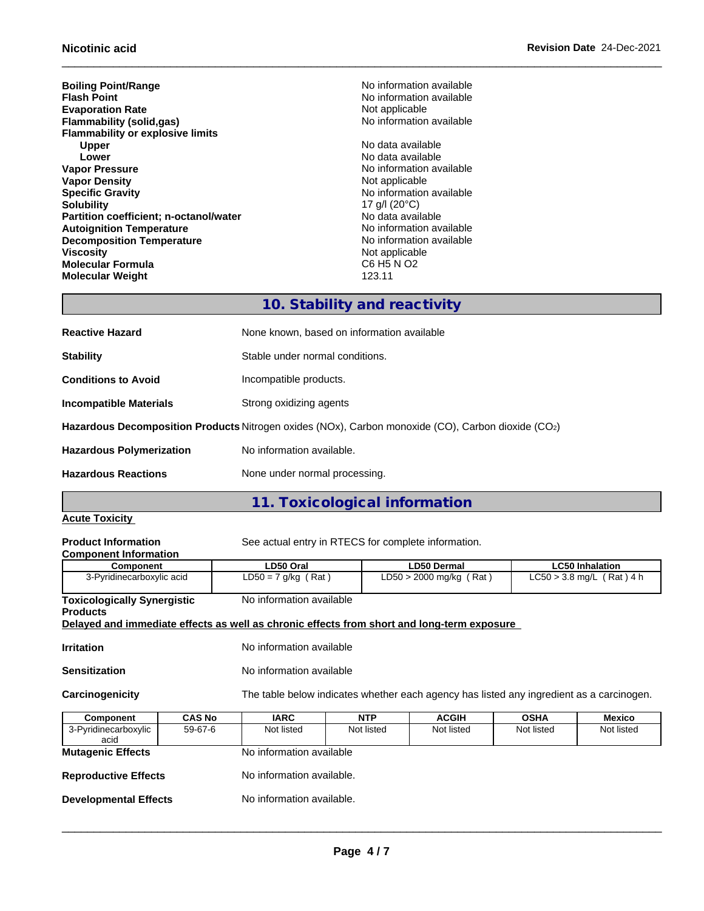| | |
|---|---|
| **Boiling Point/Range** | No information available |
| **Flash Point** | No information available |
| **Evaporation Rate** | Not applicable |
| **Flammability (solid,gas)** | No information available |
| **Flammability or explosive limits** | |
| **Upper** | No data available |
| **Lower** | No data available |
| **Vapor Pressure** | No information available |
| **Vapor Density** | Not applicable |
| **Specific Gravity** | No information available |
| **Solubility** | 17 g/l (20°C) |
| **Partition coefficient; n-octanol/water** | No data available |
| **Autoignition Temperature** | No information available |
| **Decomposition Temperature** | No information available |
| **Viscosity** | Not applicable |
| **Molecular Formula** | C6 H5 N O2 |
| **Molecular Weight** | 123.11 |

## 10. Stability and reactivity

**Reactive Hazard** None known, based on information available

**Stability** Stable under normal conditions.

**Conditions to Avoid** Incompatible products.

**Incompatible Materials** Strong oxidizing agents

**Hazardous Decomposition Products** Nitrogen oxides (NOx), Carbon monoxide (CO), Carbon dioxide ($CO_2$)

**Hazardous Polymerization** No information available.

**Hazardous Reactions** None under normal processing.

## 11. Toxicological information

**Acute Toxicity**

**Product Information** See actual entry in RTECS for complete information.

**Component Information**

| Component | LD50 Oral | LD50 Dermal | LC50 Inhalation |
|---|---|---|---|
| 3-Pyridinecarboxylic acid | LD50 = 7 g/kg ( Rat ) | LD50 > 2000 mg/kg ( Rat ) | LC50 > 3.8 mg/L ( Rat ) 4 h |

**Toxicologically Synergistic Products** No information available

**Delayed and immediate effects as well as chronic effects from short and long-term exposure**

**Irritation** No information available

**Sensitization** No information available

**Carcinogenicity** The table below indicates whether each agency has listed any ingredient as a carcinogen.

| Component | CAS No | IARC | NTP | ACGIH | OSHA | Mexico |
|---|---|---|---|---|---|---|
| 3-Pyridinecarboxylic acid | 59-67-6 | Not listed | Not listed | Not listed | Not listed | Not listed |

**Mutagenic Effects** No information available

**Reproductive Effects** No information available.

**Developmental Effects** No information available.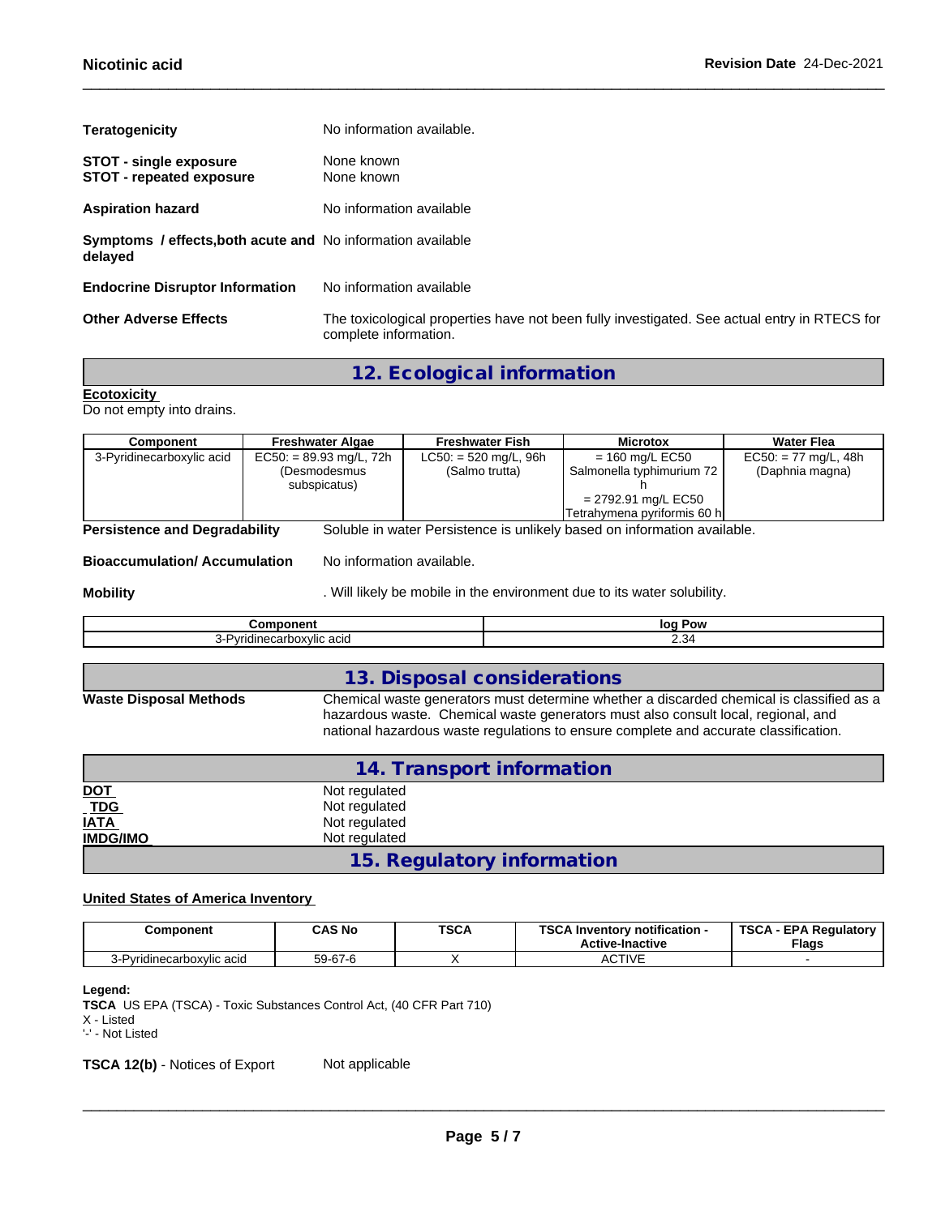| | |
|---|---|
| **Teratogenicity** | No information available. |
| **STOT - single exposure** | None known |
| **STOT - repeated exposure** | None known |
| **Aspiration hazard** | No information available |
| **Symptoms / effects,both acute and delayed** | No information available |
| **Endocrine Disruptor Information** | No information available |
| **Other Adverse Effects** | The toxicological properties have not been fully investigated. See actual entry in RTECS for complete information. |

## 12. Ecological information

**Ecotoxicity**

Do not empty into drains.

| Component | Freshwater Algae | Freshwater Fish | Microtox | Water Flea |
|---|---|---|---|---|
| 3-Pyridinecarboxylic acid | EC50: = 89.93 mg/L, 72h (Desmodesmus subspicatus) | LC50: = 520 mg/L, 96h (Salmo trutta) | = 160 mg/L EC50 Salmonella typhimurium 72 h<br>= 2792.91 mg/L EC50 Tetrahymena pyriformis 60 h | EC50: = 77 mg/L, 48h (Daphnia magna) |

**Persistence and Degradability** Soluble in water Persistence is unlikely based on information available.

**Bioaccumulation/ Accumulation** No information available.

**Mobility** . Will likely be mobile in the environment due to its water solubility.

| Component | log Pow |
|---|---|
| 3-Pyridinecarboxylic acid | 2.34 |

## 13. Disposal considerations

**Waste Disposal Methods** Chemical waste generators must determine whether a discarded chemical is classified as a hazardous waste. Chemical waste generators must also consult local, regional, and national hazardous waste regulations to ensure complete and accurate classification.

## 14. Transport information

| | |
|---|---|
| **DOT** | Not regulated |
| **TDG** | Not regulated |
| **IATA** | Not regulated |
| **IMDG/IMO** | Not regulated |

## 15. Regulatory information

**United States of America Inventory**

| Component | CAS No | TSCA | TSCA Inventory notification - Active-Inactive | TSCA - EPA Regulatory Flags |
|---|---|---|---|---|
| 3-Pyridinecarboxylic acid | 59-67-6 | X | ACTIVE | - |

**Legend:**

**TSCA** US EPA (TSCA) - Toxic Substances Control Act, (40 CFR Part 710)
X - Listed
'-' - Not Listed

**TSCA 12(b)** - Notices of Export Not applicable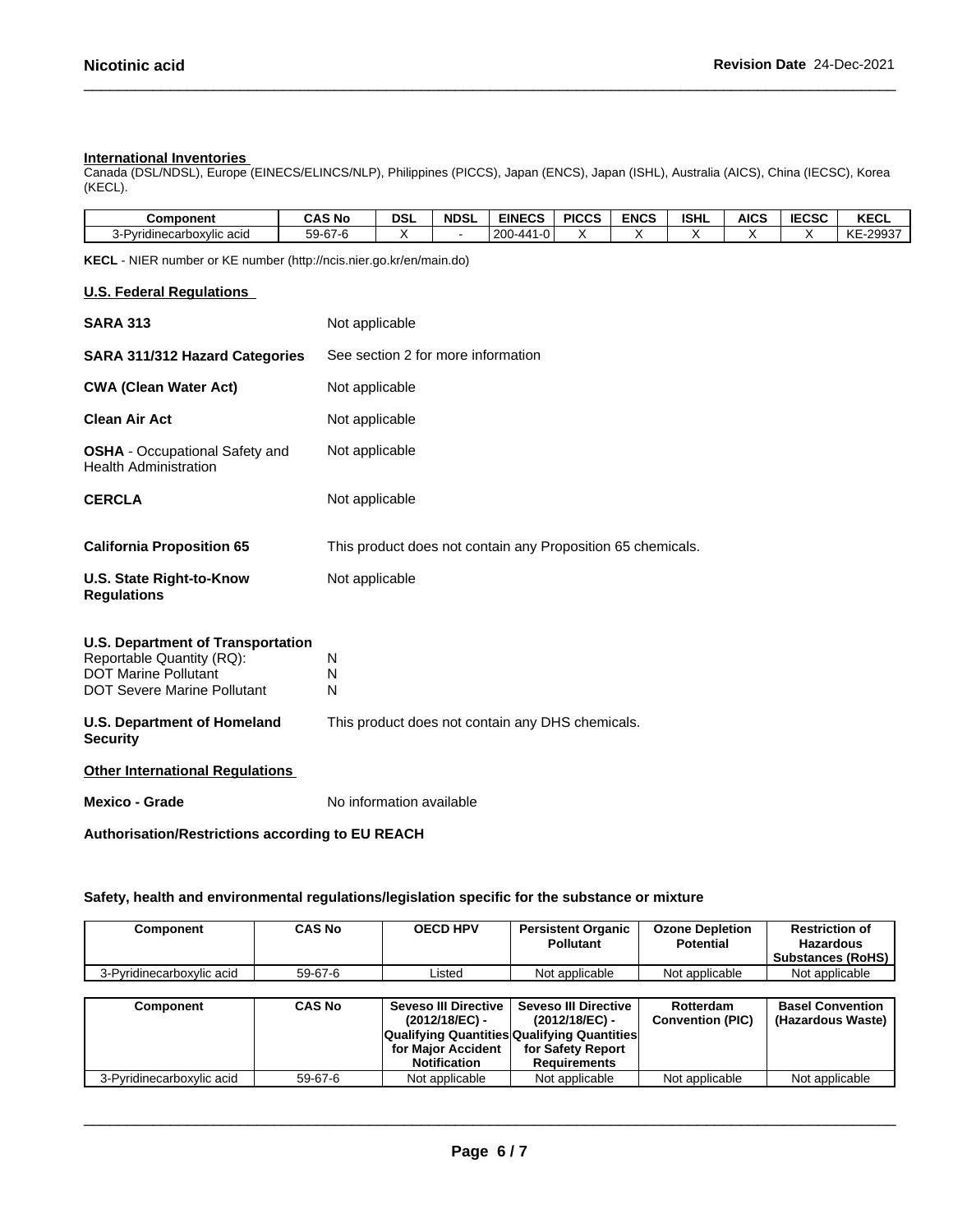**International Inventories**

Canada (DSL/NDSL), Europe (EINECS/ELINCS/NLP), Philippines (PICCS), Japan (ENCS), Japan (ISHL), Australia (AICS), China (IECSC), Korea (KECL).

| Component | CAS No | DSL | NDSL | EINECS | PICCS | ENCS | ISHL | AICS | IECSC | KECL |
|---|---|---|---|---|---|---|---|---|---|---|
| 3-Pyridinecarboxylic acid | 59-67-6 | X | - | 200-441-0 | X | X | X | X | X | KE-29937 |

**KECL** - NIER number or KE number (http://ncis.nier.go.kr/en/main.do)

**U.S. Federal Regulations**

**SARA 313** Not applicable

**SARA 311/312 Hazard Categories** See section 2 for more information

**CWA (Clean Water Act)** Not applicable

**Clean Air Act** Not applicable

**OSHA** - Occupational Safety and Health Administration Not applicable

**CERCLA** Not applicable

**California Proposition 65** This product does not contain any Proposition 65 chemicals.

**U.S. State Right-to-Know Regulations** Not applicable

**U.S. Department of Transportation**
Reportable Quantity (RQ): N
DOT Marine Pollutant N
DOT Severe Marine Pollutant N

**U.S. Department of Homeland Security** This product does not contain any DHS chemicals.

**Other International Regulations**

**Mexico - Grade** No information available

**Authorisation/Restrictions according to EU REACH**

**Safety, health and environmental regulations/legislation specific for the substance or mixture**

| Component | CAS No | OECD HPV | Persistent Organic Pollutant | Ozone Depletion Potential | Restriction of Hazardous Substances (RoHS) |
|---|---|---|---|---|---|
| 3-Pyridinecarboxylic acid | 59-67-6 | Listed | Not applicable | Not applicable | Not applicable |

| Component | CAS No | Seveso III Directive (2012/18/EC) - Qualifying Quantities for Major Accident Notification | Seveso III Directive (2012/18/EC) - Qualifying Quantities for Safety Report Requirements | Rotterdam Convention (PIC) | Basel Convention (Hazardous Waste) |
|---|---|---|---|---|---|
| 3-Pyridinecarboxylic acid | 59-67-6 | Not applicable | Not applicable | Not applicable | Not applicable |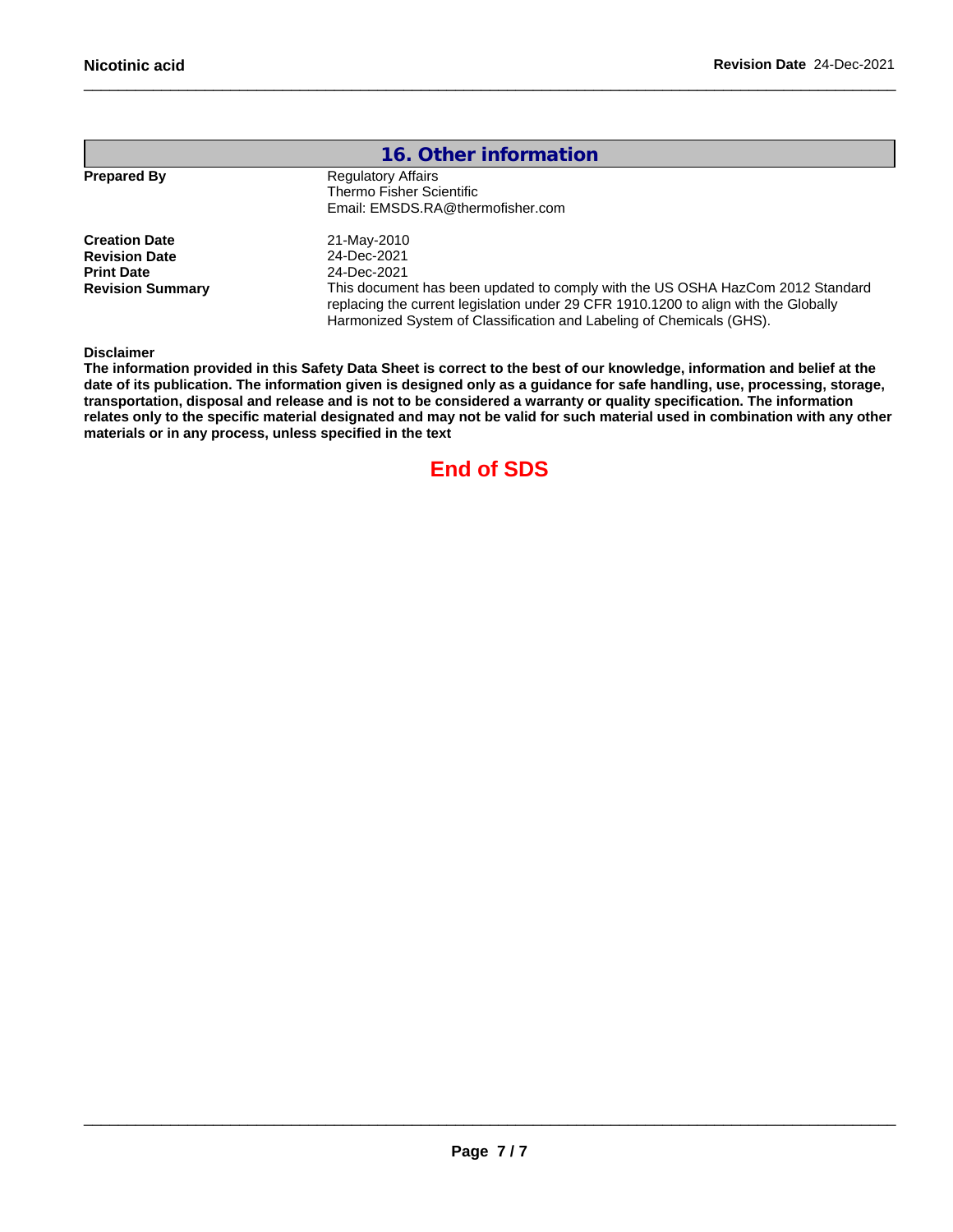## 16. Other information

| | |
|---|---|
| **Prepared By** | Regulatory Affairs<br>Thermo Fisher Scientific<br>Email: EMSDS.RA@thermofisher.com |
| **Creation Date** | 21-May-2010 |
| **Revision Date** | 24-Dec-2021 |
| **Print Date** | 24-Dec-2021 |
| **Revision Summary** | This document has been updated to comply with the US OSHA HazCom 2012 Standard replacing the current legislation under 29 CFR 1910.1200 to align with the Globally Harmonized System of Classification and Labeling of Chemicals (GHS). |

**Disclaimer**

**The information provided in this Safety Data Sheet is correct to the best of our knowledge, information and belief at the date of its publication. The information given is designed only as a guidance for safe handling, use, processing, storage, transportation, disposal and release and is not to be considered a warranty or quality specification. The information relates only to the specific material designated and may not be valid for such material used in combination with any other materials or in any process, unless specified in the text**

**End of SDS**